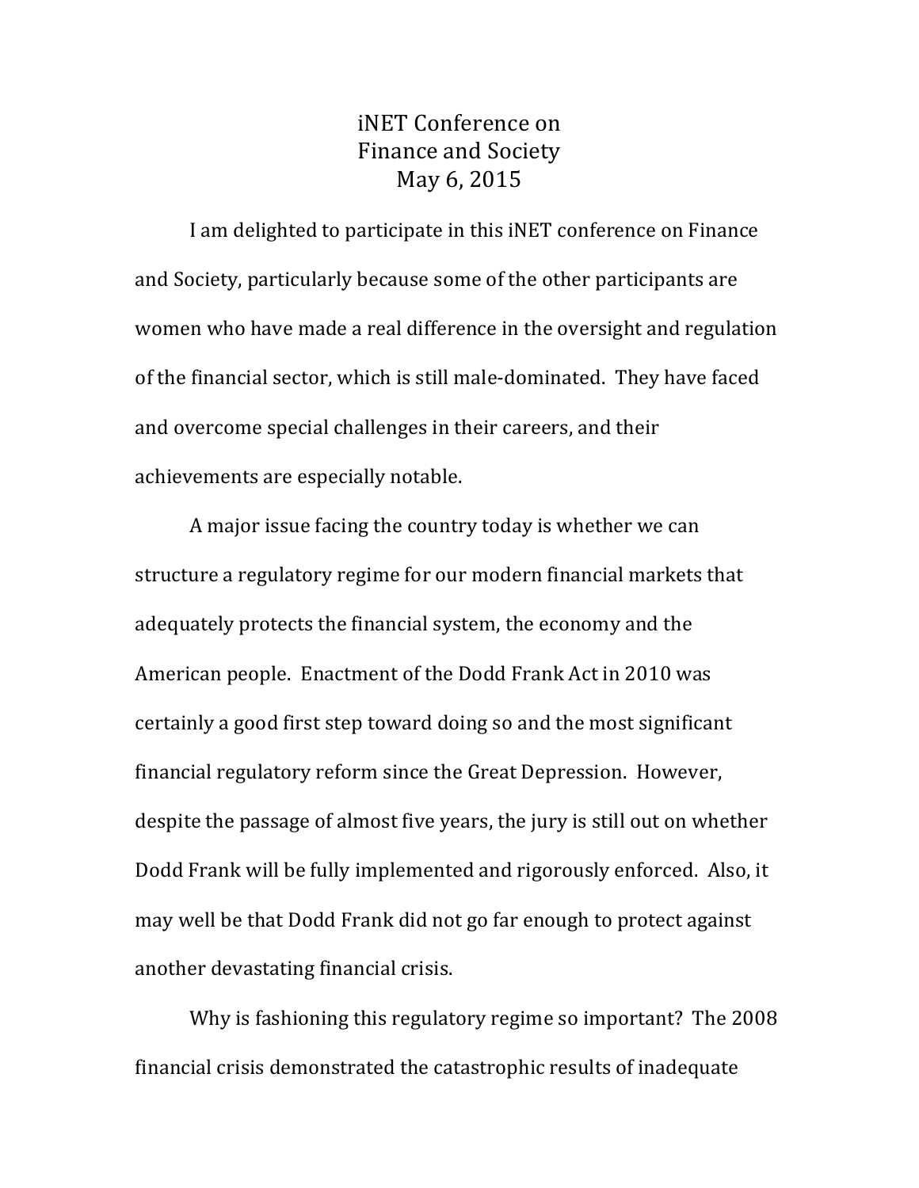# iNET Conference on Finance and Society May 6, 2015

I am delighted to participate in this iNET conference on Finance and Society, particularly because some of the other participants are women who have made a real difference in the oversight and regulation of the financial sector, which is still male-dominated. They have faced and overcome special challenges in their careers, and their achievements are especially notable.

A major issue facing the country today is whether we can structure a regulatory regime for our modern financial markets that adequately protects the financial system, the economy and the American people. Enactment of the Dodd Frank Act in 2010 was certainly a good first step toward doing so and the most significant financial regulatory reform since the Great Depression. However, despite the passage of almost five years, the jury is still out on whether Dodd Frank will be fully implemented and rigorously enforced. Also, it may well be that Dodd Frank did not go far enough to protect against another devastating financial crisis.

Why is fashioning this regulatory regime so important? The 2008 financial crisis demonstrated the catastrophic results of inadequate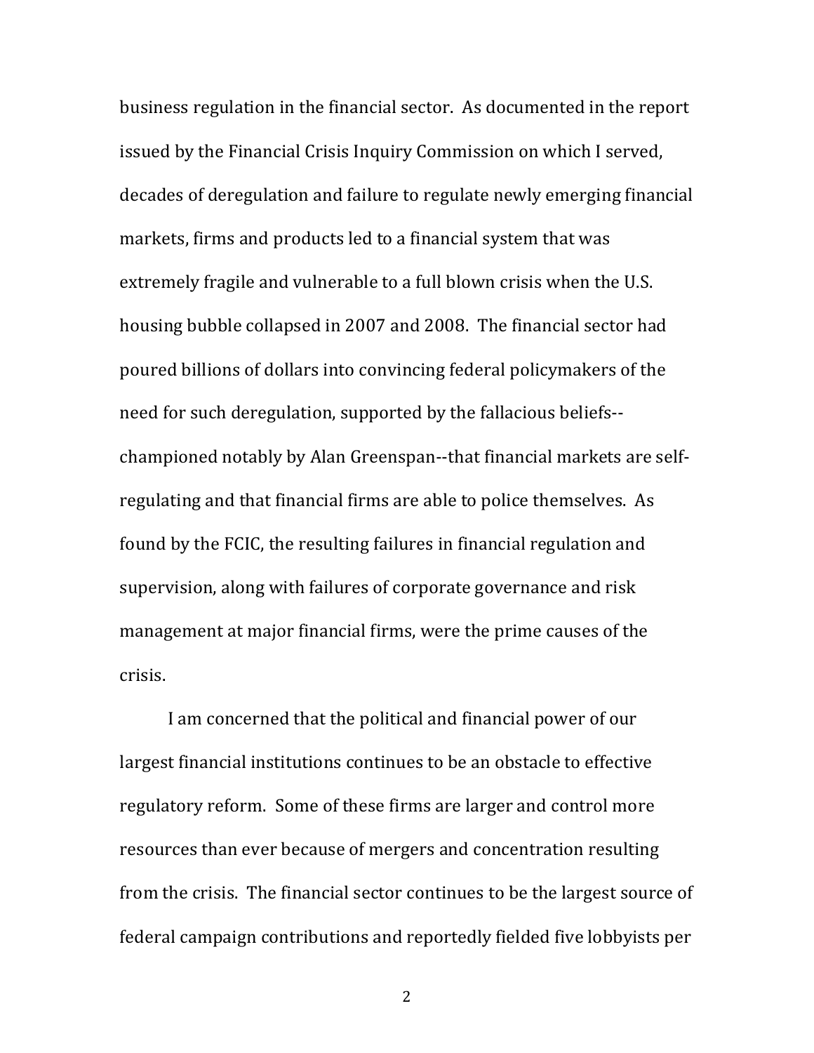business regulation in the financial sector. As documented in the report issued by the Financial Crisis Inquiry Commission on which I served, decades of deregulation and failure to regulate newly emerging financial markets, firms and products led to a financial system that was extremely fragile and vulnerable to a full blown crisis when the U.S. housing bubble collapsed in 2007 and 2008. The financial sector had poured billions of dollars into convincing federal policymakers of the need for such deregulation, supported by the fallacious beliefs--championed notably by Alan Greenspan--that financial markets are self-regulating and that financial firms are able to police themselves. As found by the FCIC, the resulting failures in financial regulation and supervision, along with failures of corporate governance and risk management at major financial firms, were the prime causes of the crisis.

I am concerned that the political and financial power of our largest financial institutions continues to be an obstacle to effective regulatory reform. Some of these firms are larger and control more resources than ever because of mergers and concentration resulting from the crisis. The financial sector continues to be the largest source of federal campaign contributions and reportedly fielded five lobbyists per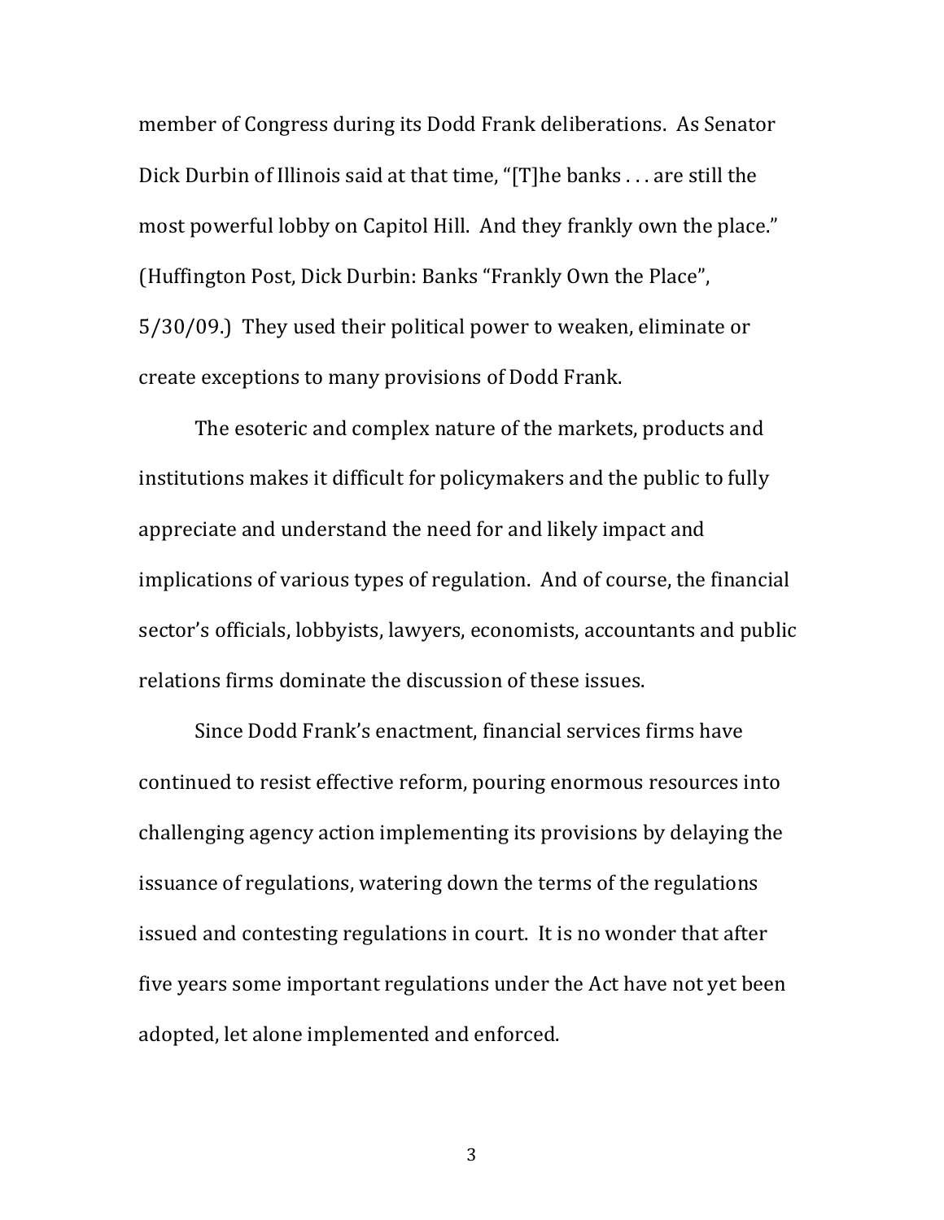member of Congress during its Dodd Frank deliberations. As Senator Dick Durbin of Illinois said at that time, "[T]he banks . . . are still the most powerful lobby on Capitol Hill. And they frankly own the place." (Huffington Post, Dick Durbin: Banks "Frankly Own the Place", 5/30/09.) They used their political power to weaken, eliminate or create exceptions to many provisions of Dodd Frank.

The esoteric and complex nature of the markets, products and institutions makes it difficult for policymakers and the public to fully appreciate and understand the need for and likely impact and implications of various types of regulation. And of course, the financial sector's officials, lobbyists, lawyers, economists, accountants and public relations firms dominate the discussion of these issues.

Since Dodd Frank's enactment, financial services firms have continued to resist effective reform, pouring enormous resources into challenging agency action implementing its provisions by delaying the issuance of regulations, watering down the terms of the regulations issued and contesting regulations in court. It is no wonder that after five years some important regulations under the Act have not yet been adopted, let alone implemented and enforced.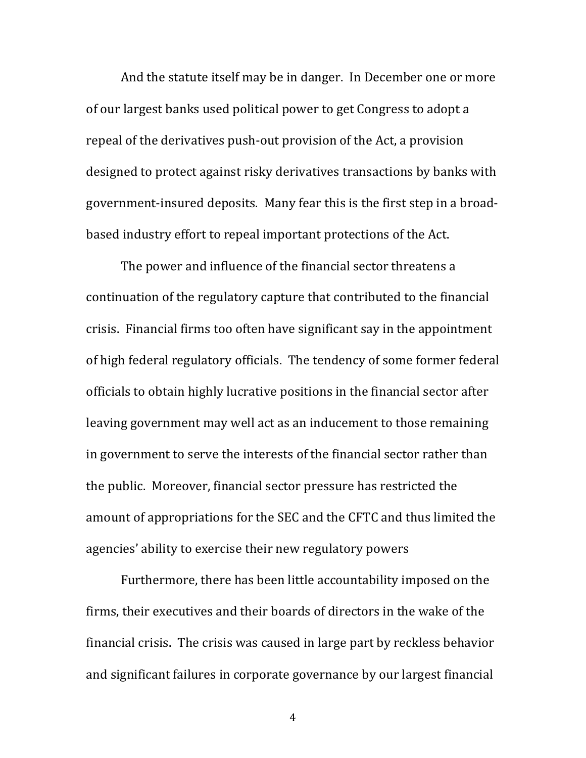And the statute itself may be in danger. In December one or more of our largest banks used political power to get Congress to adopt a repeal of the derivatives push-out provision of the Act, a provision designed to protect against risky derivatives transactions by banks with government-insured deposits. Many fear this is the first step in a broad-based industry effort to repeal important protections of the Act.

The power and influence of the financial sector threatens a continuation of the regulatory capture that contributed to the financial crisis. Financial firms too often have significant say in the appointment of high federal regulatory officials. The tendency of some former federal officials to obtain highly lucrative positions in the financial sector after leaving government may well act as an inducement to those remaining in government to serve the interests of the financial sector rather than the public. Moreover, financial sector pressure has restricted the amount of appropriations for the SEC and the CFTC and thus limited the agencies' ability to exercise their new regulatory powers

Furthermore, there has been little accountability imposed on the firms, their executives and their boards of directors in the wake of the financial crisis. The crisis was caused in large part by reckless behavior and significant failures in corporate governance by our largest financial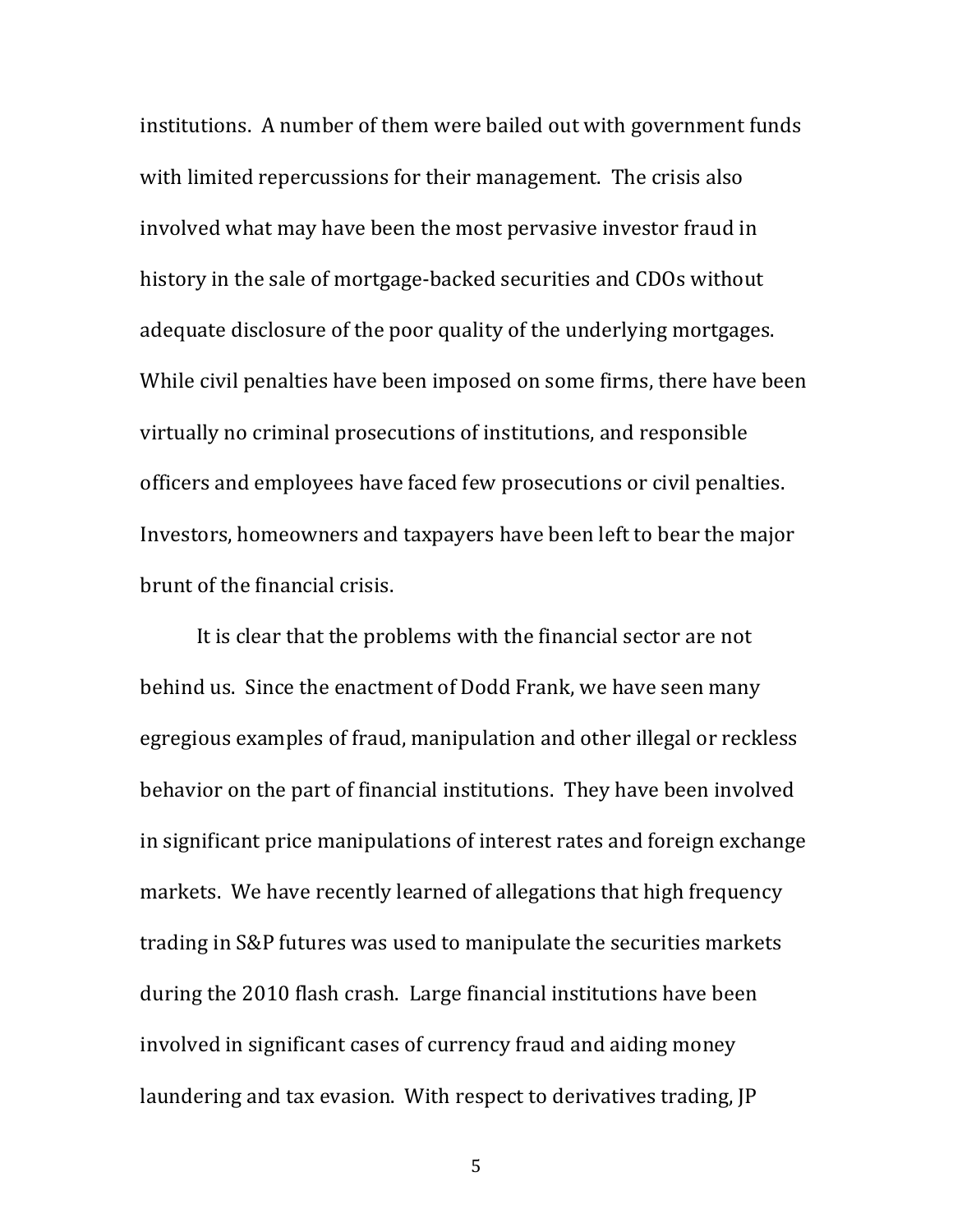institutions. A number of them were bailed out with government funds with limited repercussions for their management. The crisis also involved what may have been the most pervasive investor fraud in history in the sale of mortgage-backed securities and CDOs without adequate disclosure of the poor quality of the underlying mortgages. While civil penalties have been imposed on some firms, there have been virtually no criminal prosecutions of institutions, and responsible officers and employees have faced few prosecutions or civil penalties. Investors, homeowners and taxpayers have been left to bear the major brunt of the financial crisis.

It is clear that the problems with the financial sector are not behind us. Since the enactment of Dodd Frank, we have seen many egregious examples of fraud, manipulation and other illegal or reckless behavior on the part of financial institutions. They have been involved in significant price manipulations of interest rates and foreign exchange markets. We have recently learned of allegations that high frequency trading in S&P futures was used to manipulate the securities markets during the 2010 flash crash. Large financial institutions have been involved in significant cases of currency fraud and aiding money laundering and tax evasion. With respect to derivatives trading, JP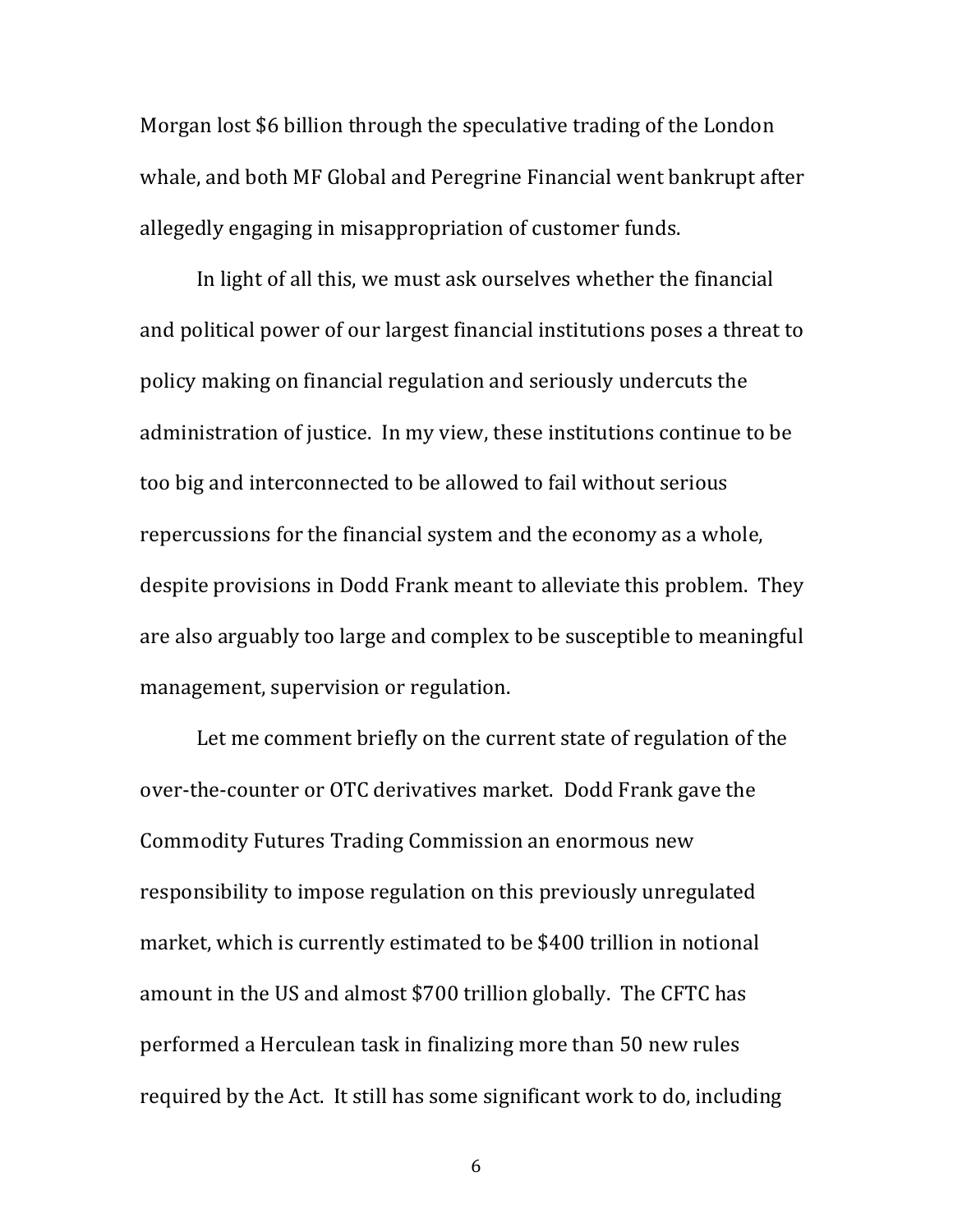Morgan lost $6 billion through the speculative trading of the London whale, and both MF Global and Peregrine Financial went bankrupt after allegedly engaging in misappropriation of customer funds.

In light of all this, we must ask ourselves whether the financial and political power of our largest financial institutions poses a threat to policy making on financial regulation and seriously undercuts the administration of justice. In my view, these institutions continue to be too big and interconnected to be allowed to fail without serious repercussions for the financial system and the economy as a whole, despite provisions in Dodd Frank meant to alleviate this problem. They are also arguably too large and complex to be susceptible to meaningful management, supervision or regulation.

Let me comment briefly on the current state of regulation of the over-the-counter or OTC derivatives market. Dodd Frank gave the Commodity Futures Trading Commission an enormous new responsibility to impose regulation on this previously unregulated market, which is currently estimated to be $400 trillion in notional amount in the US and almost $700 trillion globally. The CFTC has performed a Herculean task in finalizing more than 50 new rules required by the Act. It still has some significant work to do, including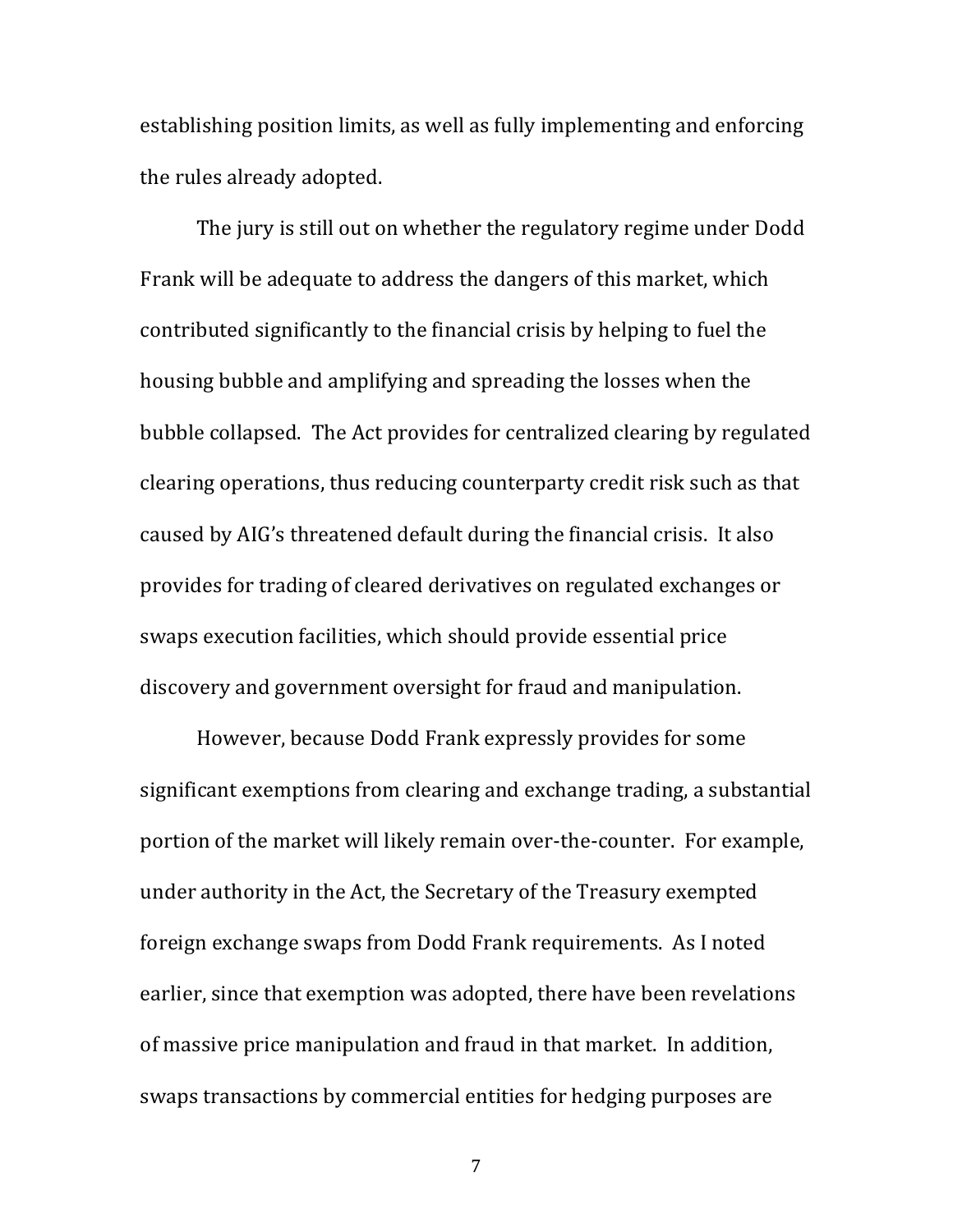establishing position limits, as well as fully implementing and enforcing the rules already adopted.

The jury is still out on whether the regulatory regime under Dodd Frank will be adequate to address the dangers of this market, which contributed significantly to the financial crisis by helping to fuel the housing bubble and amplifying and spreading the losses when the bubble collapsed. The Act provides for centralized clearing by regulated clearing operations, thus reducing counterparty credit risk such as that caused by AIG's threatened default during the financial crisis. It also provides for trading of cleared derivatives on regulated exchanges or swaps execution facilities, which should provide essential price discovery and government oversight for fraud and manipulation.

However, because Dodd Frank expressly provides for some significant exemptions from clearing and exchange trading, a substantial portion of the market will likely remain over-the-counter. For example, under authority in the Act, the Secretary of the Treasury exempted foreign exchange swaps from Dodd Frank requirements. As I noted earlier, since that exemption was adopted, there have been revelations of massive price manipulation and fraud in that market. In addition, swaps transactions by commercial entities for hedging purposes are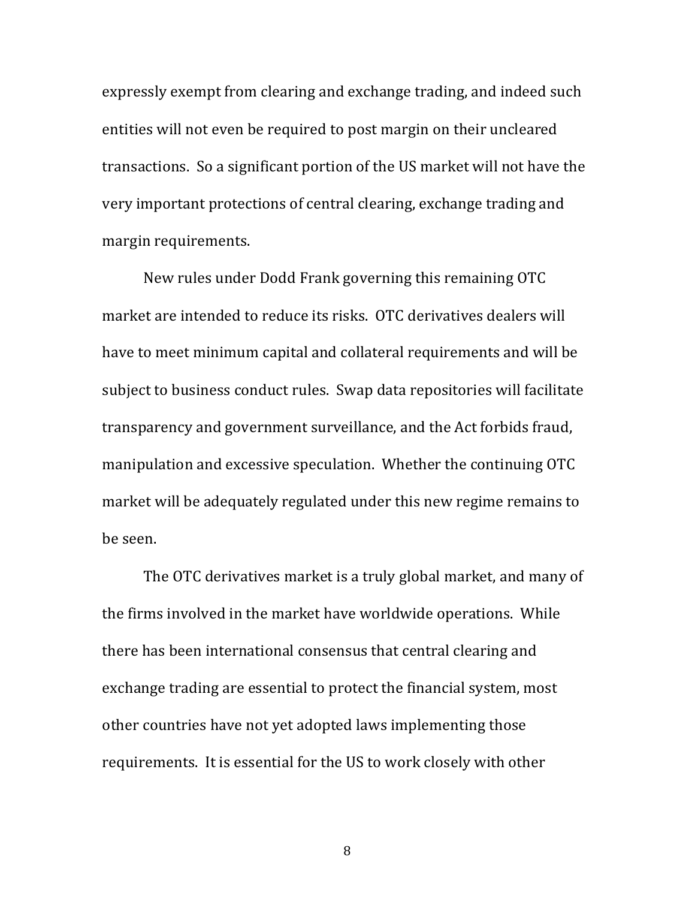expressly exempt from clearing and exchange trading, and indeed such entities will not even be required to post margin on their uncleared transactions. So a significant portion of the US market will not have the very important protections of central clearing, exchange trading and margin requirements.

New rules under Dodd Frank governing this remaining OTC market are intended to reduce its risks. OTC derivatives dealers will have to meet minimum capital and collateral requirements and will be subject to business conduct rules. Swap data repositories will facilitate transparency and government surveillance, and the Act forbids fraud, manipulation and excessive speculation. Whether the continuing OTC market will be adequately regulated under this new regime remains to be seen.

The OTC derivatives market is a truly global market, and many of the firms involved in the market have worldwide operations. While there has been international consensus that central clearing and exchange trading are essential to protect the financial system, most other countries have not yet adopted laws implementing those requirements. It is essential for the US to work closely with other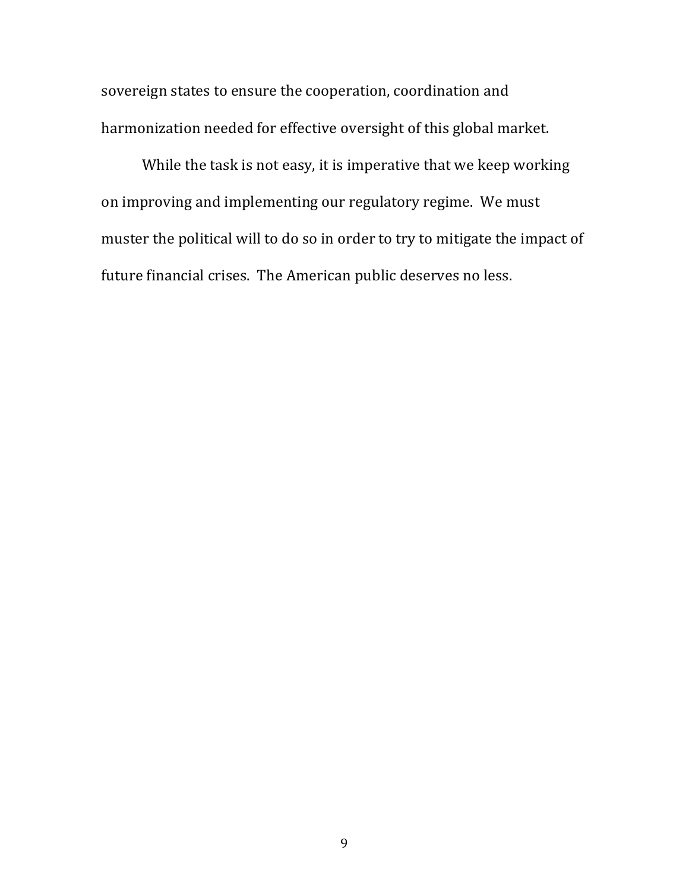sovereign states to ensure the cooperation, coordination and harmonization needed for effective oversight of this global market.

While the task is not easy, it is imperative that we keep working on improving and implementing our regulatory regime. We must muster the political will to do so in order to try to mitigate the impact of future financial crises. The American public deserves no less.